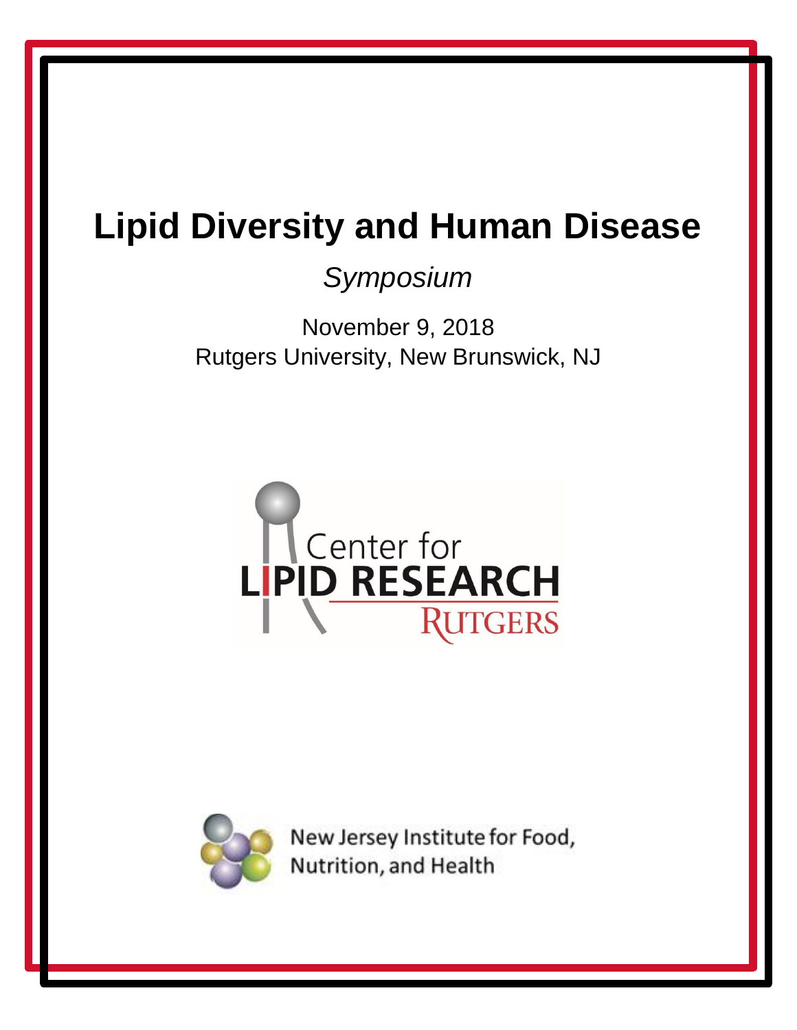# Lipid Diversity and Human Disease

*Symposium*

November 9, 2018

Rutgers University, New Brunswick, NJ

Center for
LIPID RESEARCH
RUTGERS

New Jersey Institute for Food, Nutrition, and Health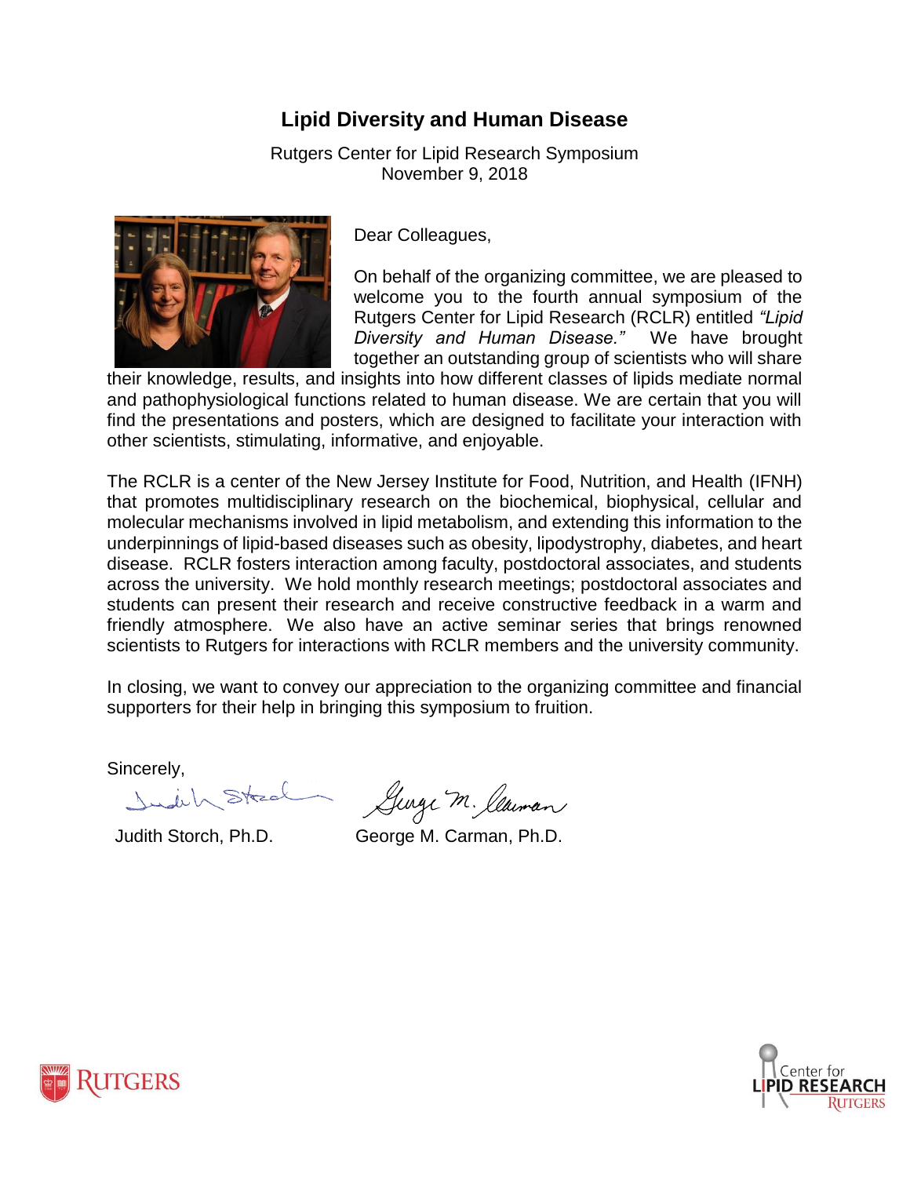# Lipid Diversity and Human Disease

Rutgers Center for Lipid Research Symposium
November 9, 2018

Dear Colleagues,

On behalf of the organizing committee, we are pleased to welcome you to the fourth annual symposium of the Rutgers Center for Lipid Research (RCLR) entitled *"Lipid Diversity and Human Disease."* We have brought together an outstanding group of scientists who will share their knowledge, results, and insights into how different classes of lipids mediate normal and pathophysiological functions related to human disease. We are certain that you will find the presentations and posters, which are designed to facilitate your interaction with other scientists, stimulating, informative, and enjoyable.

The RCLR is a center of the New Jersey Institute for Food, Nutrition, and Health (IFNH) that promotes multidisciplinary research on the biochemical, biophysical, cellular and molecular mechanisms involved in lipid metabolism, and extending this information to the underpinnings of lipid-based diseases such as obesity, lipodystrophy, diabetes, and heart disease. RCLR fosters interaction among faculty, postdoctoral associates, and students across the university. We hold monthly research meetings; postdoctoral associates and students can present their research and receive constructive feedback in a warm and friendly atmosphere. We also have an active seminar series that brings renowned scientists to Rutgers for interactions with RCLR members and the university community.

In closing, we want to convey our appreciation to the organizing committee and financial supporters for their help in bringing this symposium to fruition.

Sincerely,

Judith Storch, Ph.D.    George M. Carman, Ph.D.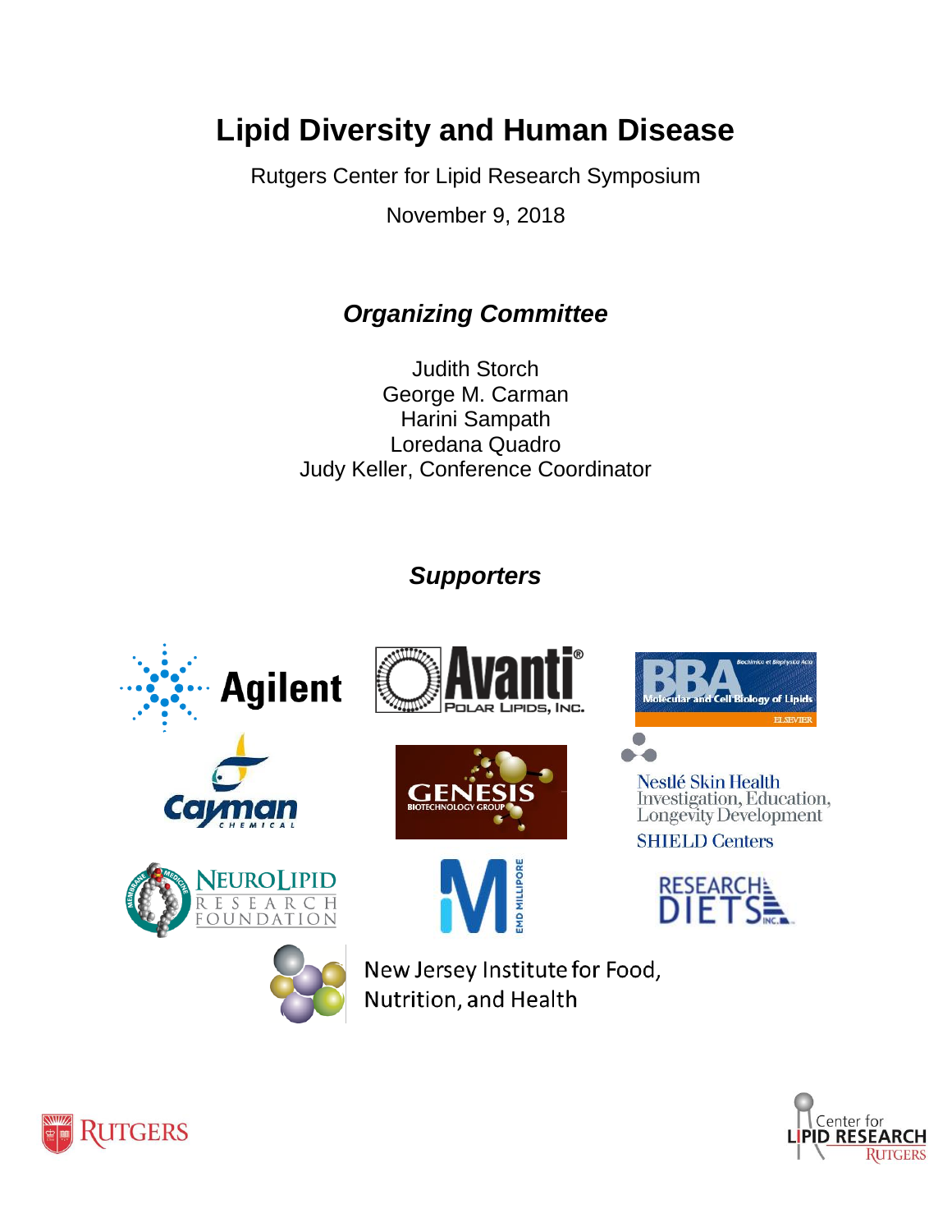# Lipid Diversity and Human Disease

Rutgers Center for Lipid Research Symposium

November 9, 2018

## *Organizing Committee*

Judith Storch
George M. Carman
Harini Sampath
Loredana Quadro
Judy Keller, Conference Coordinator

## *Supporters*

Agilent

Avanti Polar Lipids, Inc.

BBA Molecular and Cell Biology of Lipids

Cayman Chemical

Genesis Biotechnology Group

Nestlé Skin Health Investigation, Education, Longevity Development SHIELD Centers

NeuroLipid Research Foundation

EMD Millipore

Research Diets Inc.

New Jersey Institute for Food, Nutrition, and Health

Rutgers

Center for Lipid Research Rutgers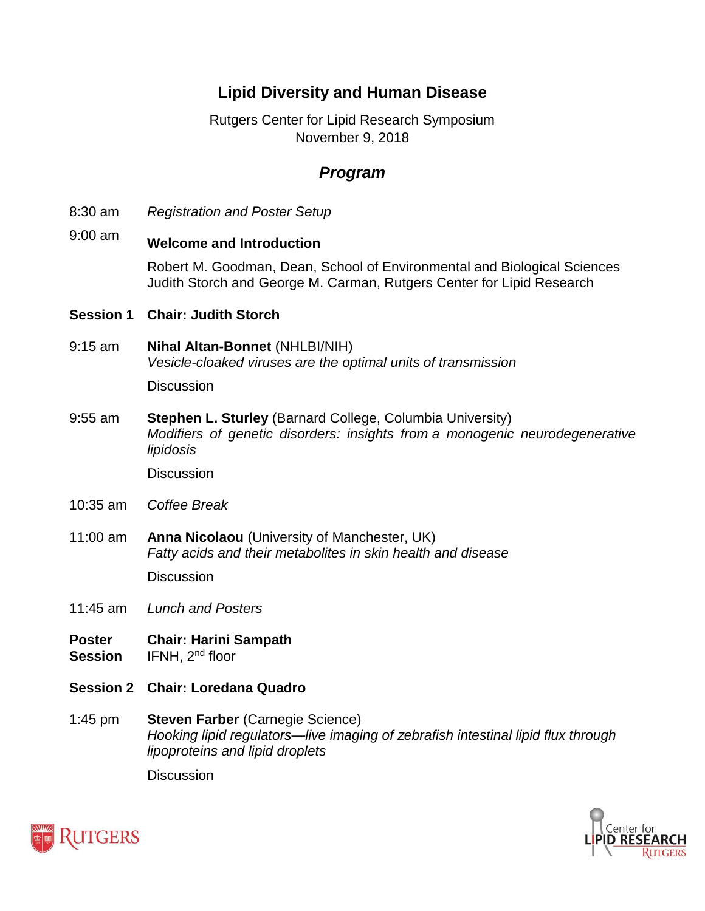# Lipid Diversity and Human Disease

Rutgers Center for Lipid Research Symposium
November 9, 2018

## *Program*

8:30 am *Registration and Poster Setup*

9:00 am **Welcome and Introduction**

Robert M. Goodman, Dean, School of Environmental and Biological Sciences
Judith Storch and George M. Carman, Rutgers Center for Lipid Research

**Session 1 Chair: Judith Storch**

9:15 am **Nihal Altan-Bonnet** (NHLBI/NIH)
*Vesicle-cloaked viruses are the optimal units of transmission*

Discussion

9:55 am **Stephen L. Sturley** (Barnard College, Columbia University)
*Modifiers of genetic disorders: insights from a monogenic neurodegenerative lipidosis*

Discussion

10:35 am *Coffee Break*

11:00 am **Anna Nicolaou** (University of Manchester, UK)
*Fatty acids and their metabolites in skin health and disease*

Discussion

11:45 am *Lunch and Posters*

**Poster Session Chair: Harini Sampath**
IFNH, 2nd floor

**Session 2 Chair: Loredana Quadro**

1:45 pm **Steven Farber** (Carnegie Science)
*Hooking lipid regulators—live imaging of zebrafish intestinal lipid flux through lipoproteins and lipid droplets*

Discussion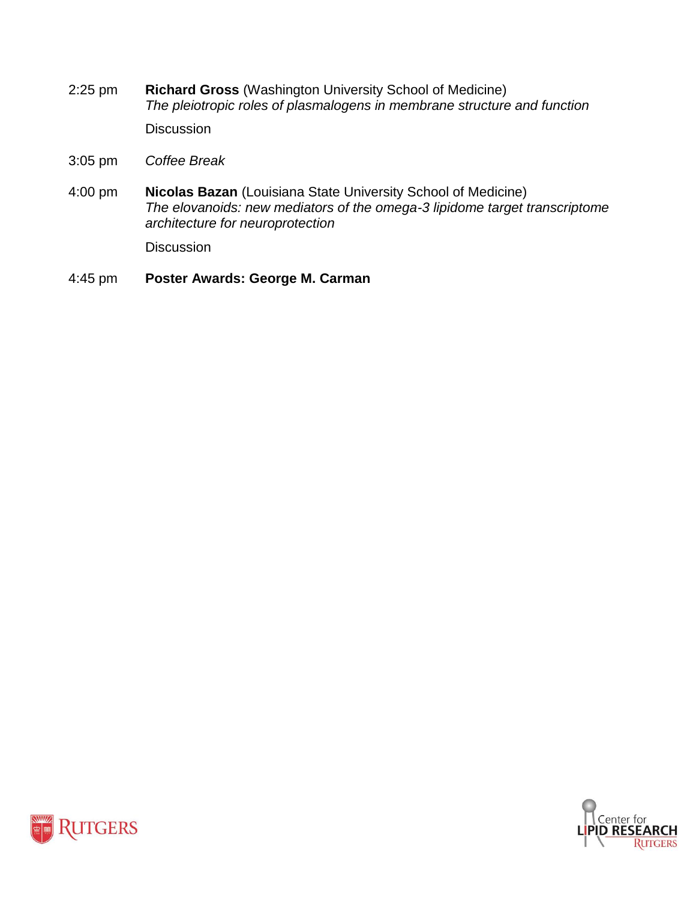2:25 pm **Richard Gross** (Washington University School of Medicine)
*The pleiotropic roles of plasmalogens in membrane structure and function*

Discussion

3:05 pm *Coffee Break*

4:00 pm **Nicolas Bazan** (Louisiana State University School of Medicine)
*The elovanoids: new mediators of the omega-3 lipidome target transcriptome architecture for neuroprotection*

Discussion

4:45 pm **Poster Awards: George M. Carman**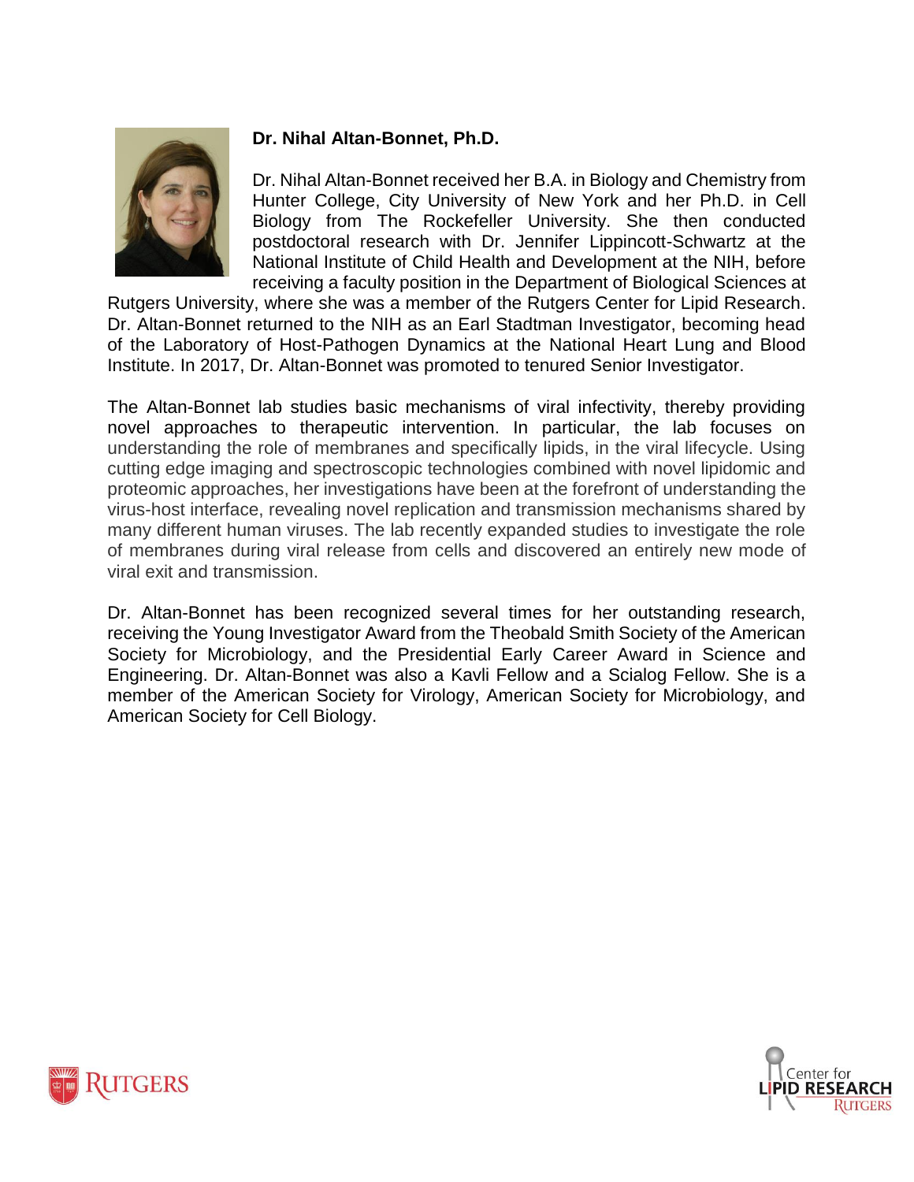**Dr. Nihal Altan-Bonnet, Ph.D.**

Dr. Nihal Altan-Bonnet received her B.A. in Biology and Chemistry from Hunter College, City University of New York and her Ph.D. in Cell Biology from The Rockefeller University. She then conducted postdoctoral research with Dr. Jennifer Lippincott-Schwartz at the National Institute of Child Health and Development at the NIH, before receiving a faculty position in the Department of Biological Sciences at Rutgers University, where she was a member of the Rutgers Center for Lipid Research. Dr. Altan-Bonnet returned to the NIH as an Earl Stadtman Investigator, becoming head of the Laboratory of Host-Pathogen Dynamics at the National Heart Lung and Blood Institute. In 2017, Dr. Altan-Bonnet was promoted to tenured Senior Investigator.

The Altan-Bonnet lab studies basic mechanisms of viral infectivity, thereby providing novel approaches to therapeutic intervention. In particular, the lab focuses on understanding the role of membranes and specifically lipids, in the viral lifecycle. Using cutting edge imaging and spectroscopic technologies combined with novel lipidomic and proteomic approaches, her investigations have been at the forefront of understanding the virus-host interface, revealing novel replication and transmission mechanisms shared by many different human viruses. The lab recently expanded studies to investigate the role of membranes during viral release from cells and discovered an entirely new mode of viral exit and transmission.

Dr. Altan-Bonnet has been recognized several times for her outstanding research, receiving the Young Investigator Award from the Theobald Smith Society of the American Society for Microbiology, and the Presidential Early Career Award in Science and Engineering. Dr. Altan-Bonnet was also a Kavli Fellow and a Scialog Fellow. She is a member of the American Society for Virology, American Society for Microbiology, and American Society for Cell Biology.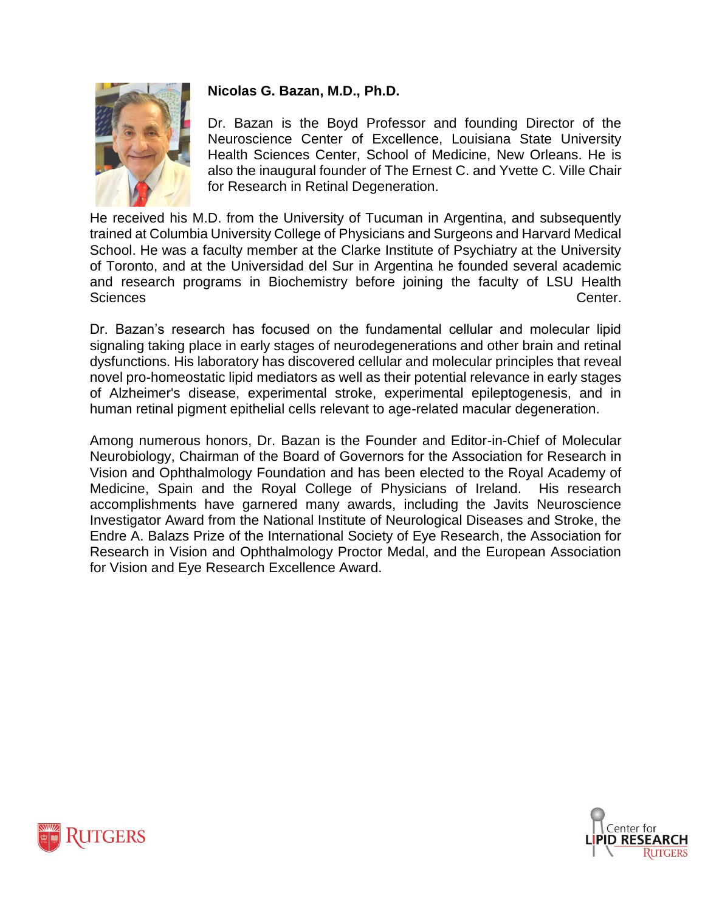**Nicolas G. Bazan, M.D., Ph.D.**

Dr. Bazan is the Boyd Professor and founding Director of the Neuroscience Center of Excellence, Louisiana State University Health Sciences Center, School of Medicine, New Orleans. He is also the inaugural founder of The Ernest C. and Yvette C. Ville Chair for Research in Retinal Degeneration.

He received his M.D. from the University of Tucuman in Argentina, and subsequently trained at Columbia University College of Physicians and Surgeons and Harvard Medical School. He was a faculty member at the Clarke Institute of Psychiatry at the University of Toronto, and at the Universidad del Sur in Argentina he founded several academic and research programs in Biochemistry before joining the faculty of LSU Health Sciences Center.

Dr. Bazan's research has focused on the fundamental cellular and molecular lipid signaling taking place in early stages of neurodegenerations and other brain and retinal dysfunctions. His laboratory has discovered cellular and molecular principles that reveal novel pro-homeostatic lipid mediators as well as their potential relevance in early stages of Alzheimer's disease, experimental stroke, experimental epileptogenesis, and in human retinal pigment epithelial cells relevant to age-related macular degeneration.

Among numerous honors, Dr. Bazan is the Founder and Editor-in-Chief of Molecular Neurobiology, Chairman of the Board of Governors for the Association for Research in Vision and Ophthalmology Foundation and has been elected to the Royal Academy of Medicine, Spain and the Royal College of Physicians of Ireland. His research accomplishments have garnered many awards, including the Javits Neuroscience Investigator Award from the National Institute of Neurological Diseases and Stroke, the Endre A. Balazs Prize of the International Society of Eye Research, the Association for Research in Vision and Ophthalmology Proctor Medal, and the European Association for Vision and Eye Research Excellence Award.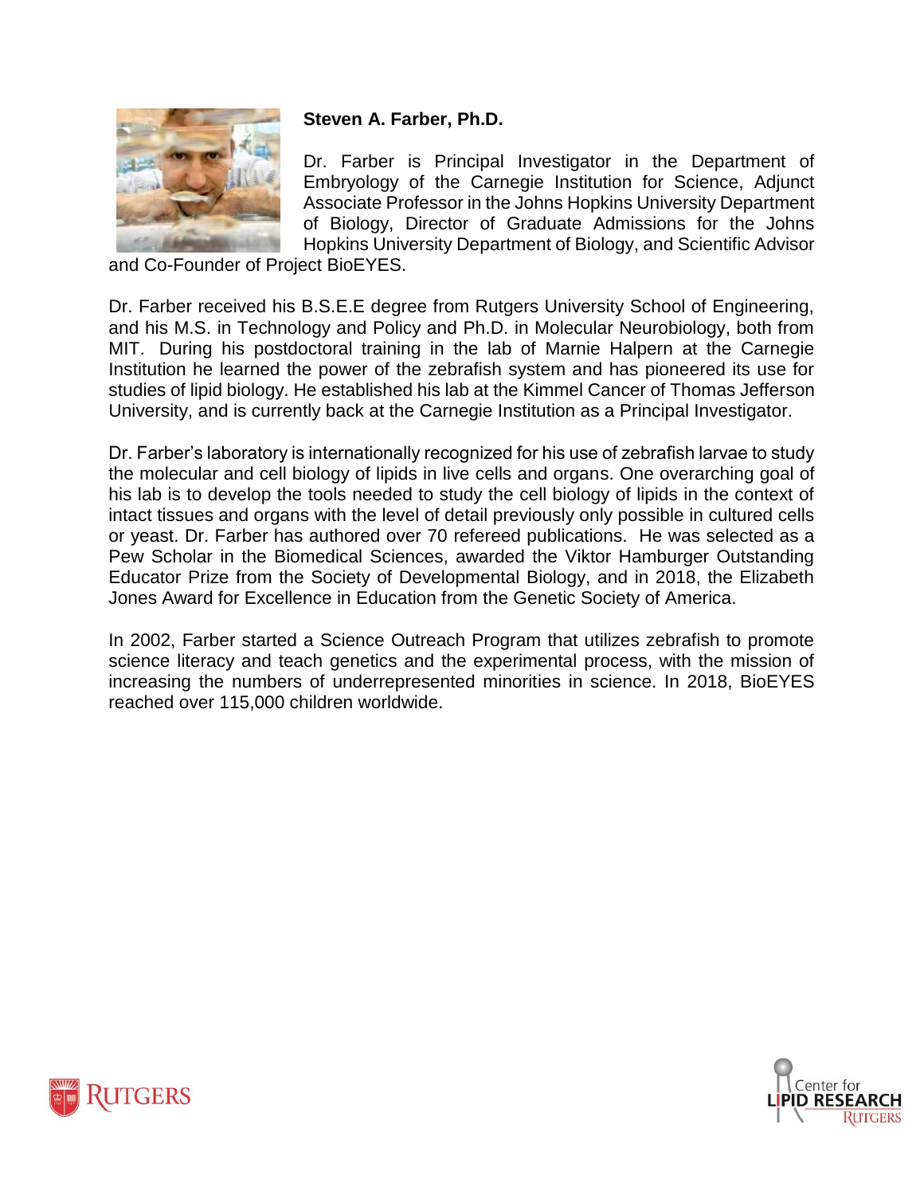**Steven A. Farber, Ph.D.**

Dr. Farber is Principal Investigator in the Department of Embryology of the Carnegie Institution for Science, Adjunct Associate Professor in the Johns Hopkins University Department of Biology, Director of Graduate Admissions for the Johns Hopkins University Department of Biology, and Scientific Advisor and Co-Founder of Project BioEYES.

Dr. Farber received his B.S.E.E degree from Rutgers University School of Engineering, and his M.S. in Technology and Policy and Ph.D. in Molecular Neurobiology, both from MIT. During his postdoctoral training in the lab of Marnie Halpern at the Carnegie Institution he learned the power of the zebrafish system and has pioneered its use for studies of lipid biology. He established his lab at the Kimmel Cancer of Thomas Jefferson University, and is currently back at the Carnegie Institution as a Principal Investigator.

Dr. Farber's laboratory is internationally recognized for his use of zebrafish larvae to study the molecular and cell biology of lipids in live cells and organs. One overarching goal of his lab is to develop the tools needed to study the cell biology of lipids in the context of intact tissues and organs with the level of detail previously only possible in cultured cells or yeast. Dr. Farber has authored over 70 refereed publications. He was selected as a Pew Scholar in the Biomedical Sciences, awarded the Viktor Hamburger Outstanding Educator Prize from the Society of Developmental Biology, and in 2018, the Elizabeth Jones Award for Excellence in Education from the Genetic Society of America.

In 2002, Farber started a Science Outreach Program that utilizes zebrafish to promote science literacy and teach genetics and the experimental process, with the mission of increasing the numbers of underrepresented minorities in science. In 2018, BioEYES reached over 115,000 children worldwide.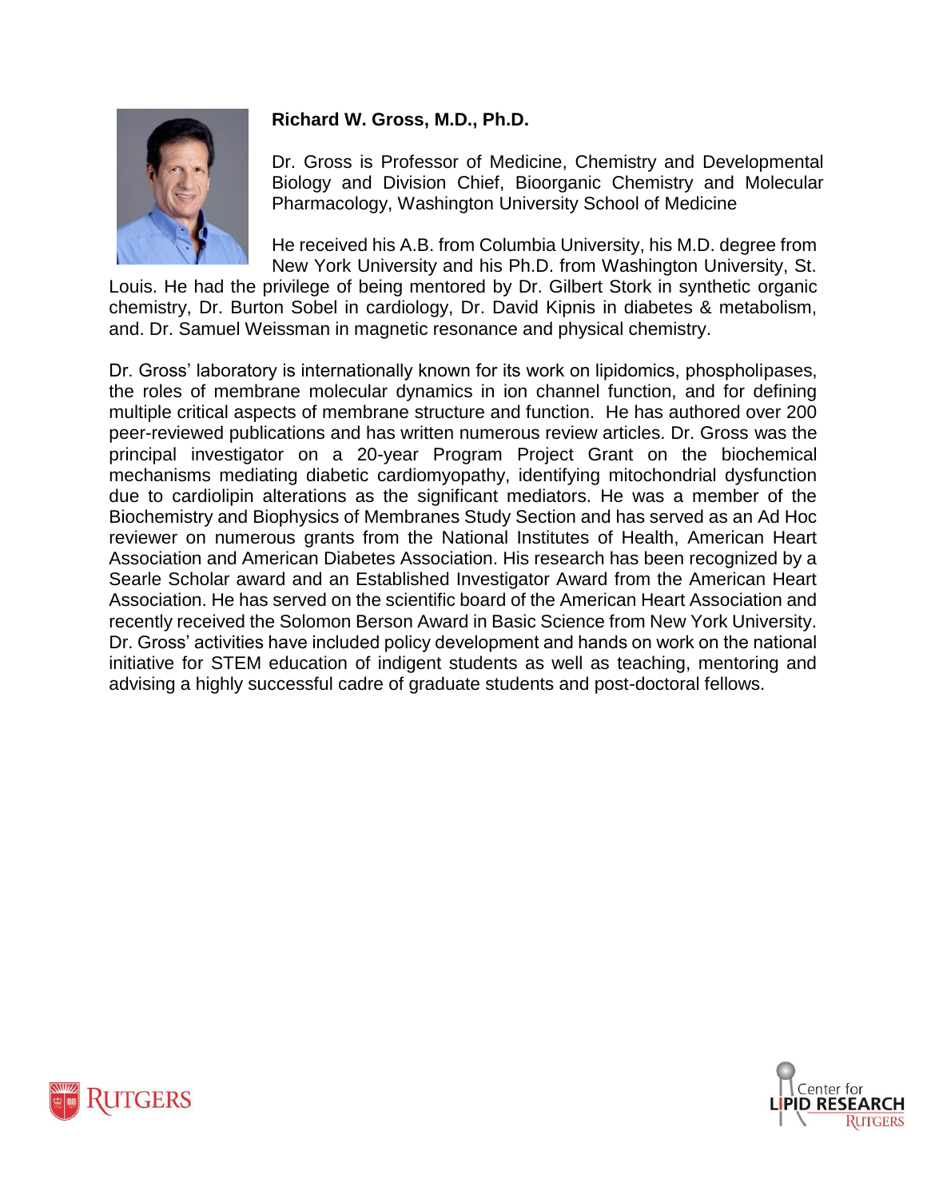**Richard W. Gross, M.D., Ph.D.**

Dr. Gross is Professor of Medicine, Chemistry and Developmental Biology and Division Chief, Bioorganic Chemistry and Molecular Pharmacology, Washington University School of Medicine

He received his A.B. from Columbia University, his M.D. degree from New York University and his Ph.D. from Washington University, St. Louis. He had the privilege of being mentored by Dr. Gilbert Stork in synthetic organic chemistry, Dr. Burton Sobel in cardiology, Dr. David Kipnis in diabetes & metabolism, and. Dr. Samuel Weissman in magnetic resonance and physical chemistry.

Dr. Gross' laboratory is internationally known for its work on lipidomics, phospholipases, the roles of membrane molecular dynamics in ion channel function, and for defining multiple critical aspects of membrane structure and function. He has authored over 200 peer-reviewed publications and has written numerous review articles. Dr. Gross was the principal investigator on a 20-year Program Project Grant on the biochemical mechanisms mediating diabetic cardiomyopathy, identifying mitochondrial dysfunction due to cardiolipin alterations as the significant mediators. He was a member of the Biochemistry and Biophysics of Membranes Study Section and has served as an Ad Hoc reviewer on numerous grants from the National Institutes of Health, American Heart Association and American Diabetes Association. His research has been recognized by a Searle Scholar award and an Established Investigator Award from the American Heart Association. He has served on the scientific board of the American Heart Association and recently received the Solomon Berson Award in Basic Science from New York University. Dr. Gross' activities have included policy development and hands on work on the national initiative for STEM education of indigent students as well as teaching, mentoring and advising a highly successful cadre of graduate students and post-doctoral fellows.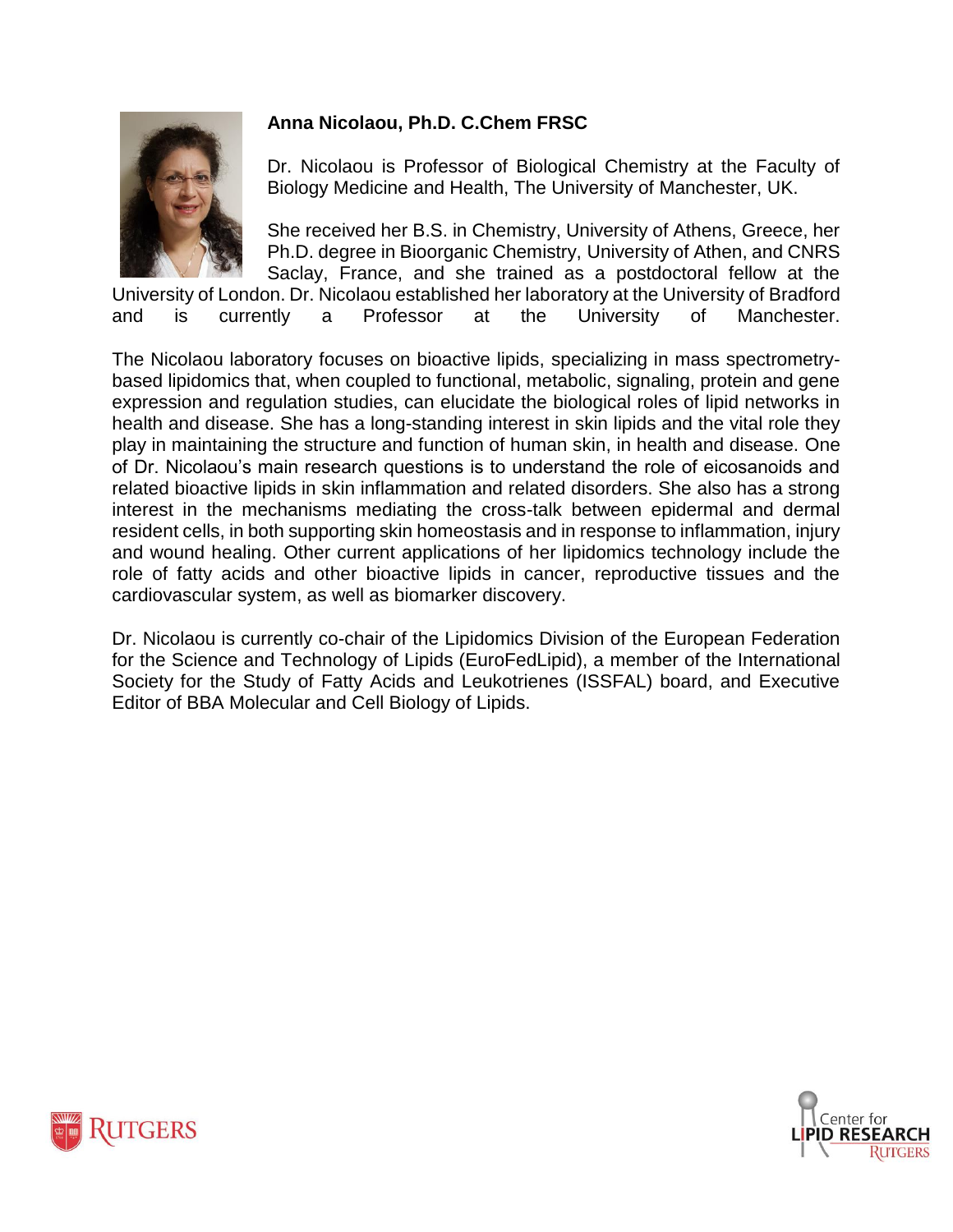**Anna Nicolaou, Ph.D. C.Chem FRSC**

Dr. Nicolaou is Professor of Biological Chemistry at the Faculty of Biology Medicine and Health, The University of Manchester, UK.

She received her B.S. in Chemistry, University of Athens, Greece, her Ph.D. degree in Bioorganic Chemistry, University of Athen, and CNRS Saclay, France, and she trained as a postdoctoral fellow at the University of London. Dr. Nicolaou established her laboratory at the University of Bradford and is currently a Professor at the University of Manchester.

The Nicolaou laboratory focuses on bioactive lipids, specializing in mass spectrometry-based lipidomics that, when coupled to functional, metabolic, signaling, protein and gene expression and regulation studies, can elucidate the biological roles of lipid networks in health and disease. She has a long-standing interest in skin lipids and the vital role they play in maintaining the structure and function of human skin, in health and disease. One of Dr. Nicolaou's main research questions is to understand the role of eicosanoids and related bioactive lipids in skin inflammation and related disorders. She also has a strong interest in the mechanisms mediating the cross-talk between epidermal and dermal resident cells, in both supporting skin homeostasis and in response to inflammation, injury and wound healing. Other current applications of her lipidomics technology include the role of fatty acids and other bioactive lipids in cancer, reproductive tissues and the cardiovascular system, as well as biomarker discovery.

Dr. Nicolaou is currently co-chair of the Lipidomics Division of the European Federation for the Science and Technology of Lipids (EuroFedLipid), a member of the International Society for the Study of Fatty Acids and Leukotrienes (ISSFAL) board, and Executive Editor of BBA Molecular and Cell Biology of Lipids.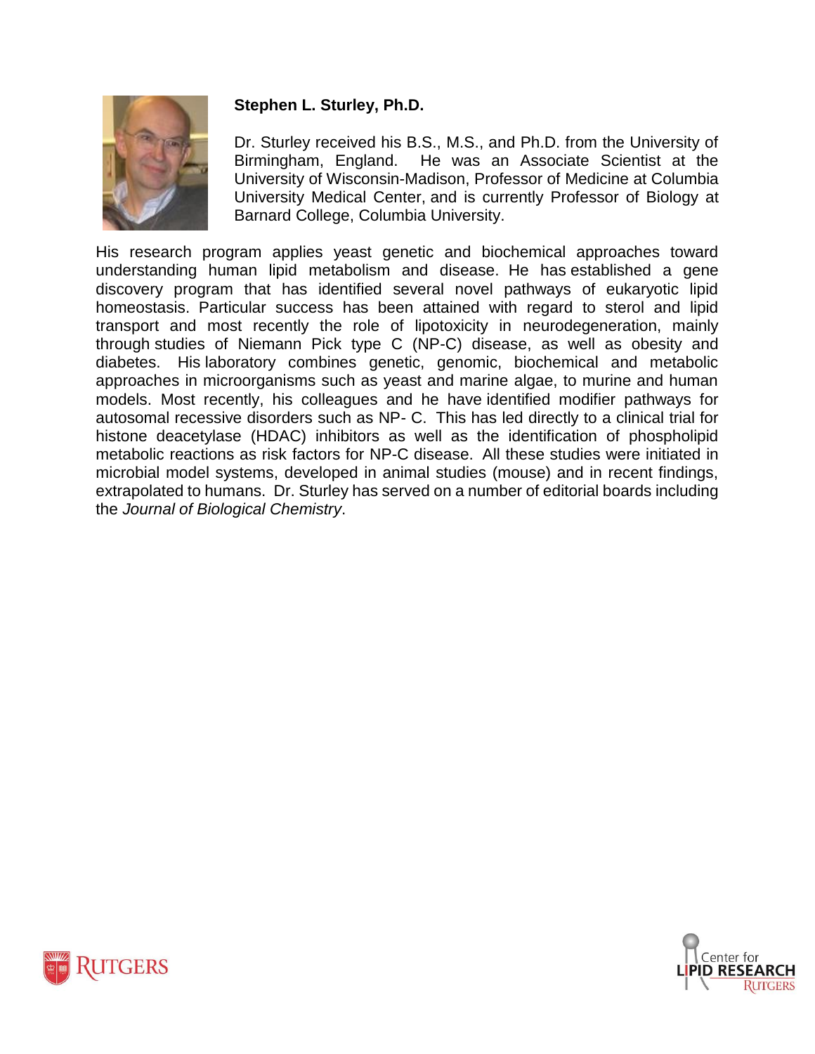**Stephen L. Sturley, Ph.D.**

Dr. Sturley received his B.S., M.S., and Ph.D. from the University of Birmingham, England. He was an Associate Scientist at the University of Wisconsin-Madison, Professor of Medicine at Columbia University Medical Center, and is currently Professor of Biology at Barnard College, Columbia University.

His research program applies yeast genetic and biochemical approaches toward understanding human lipid metabolism and disease. He has established a gene discovery program that has identified several novel pathways of eukaryotic lipid homeostasis. Particular success has been attained with regard to sterol and lipid transport and most recently the role of lipotoxicity in neurodegeneration, mainly through studies of Niemann Pick type C (NP-C) disease, as well as obesity and diabetes. His laboratory combines genetic, genomic, biochemical and metabolic approaches in microorganisms such as yeast and marine algae, to murine and human models. Most recently, his colleagues and he have identified modifier pathways for autosomal recessive disorders such as NP- C. This has led directly to a clinical trial for histone deacetylase (HDAC) inhibitors as well as the identification of phospholipid metabolic reactions as risk factors for NP-C disease. All these studies were initiated in microbial model systems, developed in animal studies (mouse) and in recent findings, extrapolated to humans. Dr. Sturley has served on a number of editorial boards including the *Journal of Biological Chemistry*.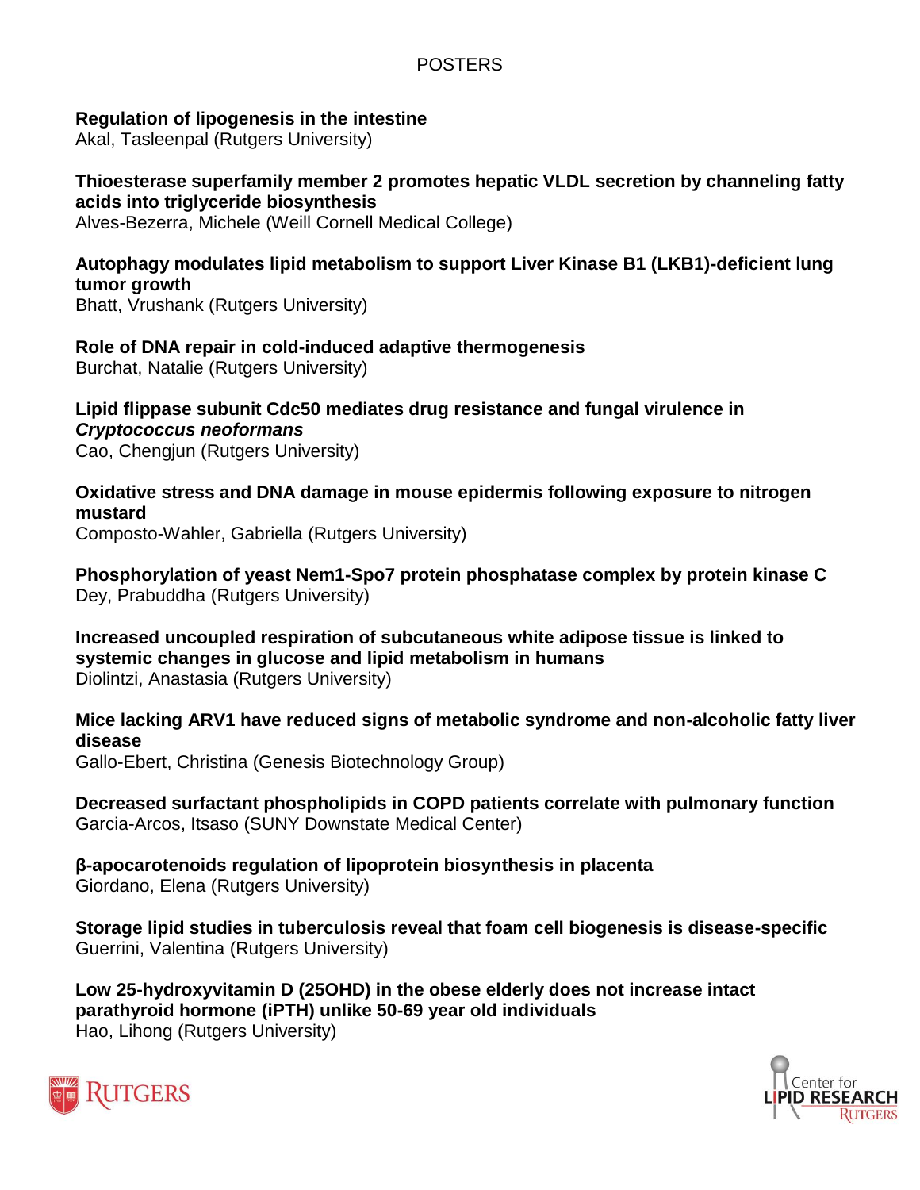# POSTERS

**Regulation of lipogenesis in the intestine**
Akal, Tasleenpal (Rutgers University)

**Thioesterase superfamily member 2 promotes hepatic VLDL secretion by channeling fatty acids into triglyceride biosynthesis**
Alves-Bezerra, Michele (Weill Cornell Medical College)

**Autophagy modulates lipid metabolism to support Liver Kinase B1 (LKB1)-deficient lung tumor growth**
Bhatt, Vrushank (Rutgers University)

**Role of DNA repair in cold-induced adaptive thermogenesis**
Burchat, Natalie (Rutgers University)

**Lipid flippase subunit Cdc50 mediates drug resistance and fungal virulence in *Cryptococcus neoformans***
Cao, Chengjun (Rutgers University)

**Oxidative stress and DNA damage in mouse epidermis following exposure to nitrogen mustard**
Composto-Wahler, Gabriella (Rutgers University)

**Phosphorylation of yeast Nem1-Spo7 protein phosphatase complex by protein kinase C**
Dey, Prabuddha (Rutgers University)

**Increased uncoupled respiration of subcutaneous white adipose tissue is linked to systemic changes in glucose and lipid metabolism in humans**
Diolintzi, Anastasia (Rutgers University)

**Mice lacking ARV1 have reduced signs of metabolic syndrome and non-alcoholic fatty liver disease**
Gallo-Ebert, Christina (Genesis Biotechnology Group)

**Decreased surfactant phospholipids in COPD patients correlate with pulmonary function**
Garcia-Arcos, Itsaso (SUNY Downstate Medical Center)

**β-apocarotenoids regulation of lipoprotein biosynthesis in placenta**
Giordano, Elena (Rutgers University)

**Storage lipid studies in tuberculosis reveal that foam cell biogenesis is disease-specific**
Guerrini, Valentina (Rutgers University)

**Low 25-hydroxyvitamin D (25OHD) in the obese elderly does not increase intact parathyroid hormone (iPTH) unlike 50-69 year old individuals**
Hao, Lihong (Rutgers University)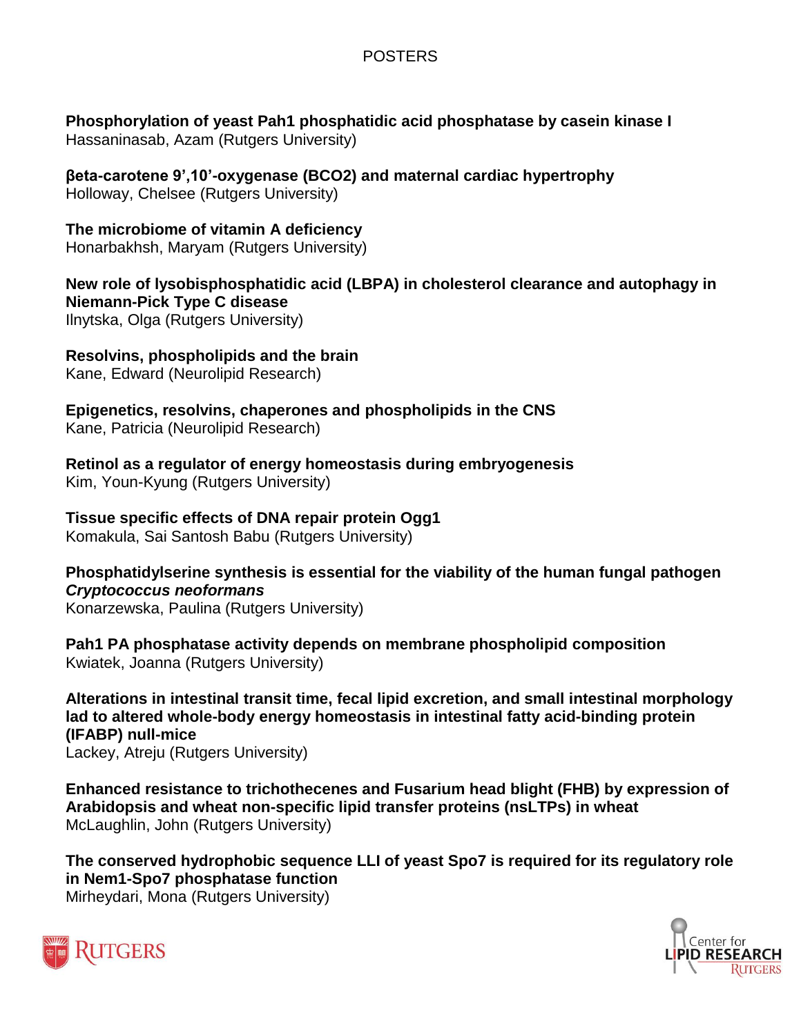# POSTERS

**Phosphorylation of yeast Pah1 phosphatidic acid phosphatase by casein kinase I**
Hassaninasab, Azam (Rutgers University)

**βeta-carotene 9',10'-oxygenase (BCO2) and maternal cardiac hypertrophy**
Holloway, Chelsee (Rutgers University)

**The microbiome of vitamin A deficiency**
Honarbakhsh, Maryam (Rutgers University)

**New role of lysobisphosphatidic acid (LBPA) in cholesterol clearance and autophagy in Niemann-Pick Type C disease**
Ilnytska, Olga (Rutgers University)

**Resolvins, phospholipids and the brain**
Kane, Edward (Neurolipid Research)

**Epigenetics, resolvins, chaperones and phospholipids in the CNS**
Kane, Patricia (Neurolipid Research)

**Retinol as a regulator of energy homeostasis during embryogenesis**
Kim, Youn-Kyung (Rutgers University)

**Tissue specific effects of DNA repair protein Ogg1**
Komakula, Sai Santosh Babu (Rutgers University)

**Phosphatidylserine synthesis is essential for the viability of the human fungal pathogen *Cryptococcus neoformans***
Konarzewska, Paulina (Rutgers University)

**Pah1 PA phosphatase activity depends on membrane phospholipid composition**
Kwiatek, Joanna (Rutgers University)

**Alterations in intestinal transit time, fecal lipid excretion, and small intestinal morphology lad to altered whole-body energy homeostasis in intestinal fatty acid-binding protein (IFABP) null-mice**
Lackey, Atreju (Rutgers University)

**Enhanced resistance to trichothecenes and Fusarium head blight (FHB) by expression of Arabidopsis and wheat non-specific lipid transfer proteins (nsLTPs) in wheat**
McLaughlin, John (Rutgers University)

**The conserved hydrophobic sequence LLI of yeast Spo7 is required for its regulatory role in Nem1-Spo7 phosphatase function**
Mirheydari, Mona (Rutgers University)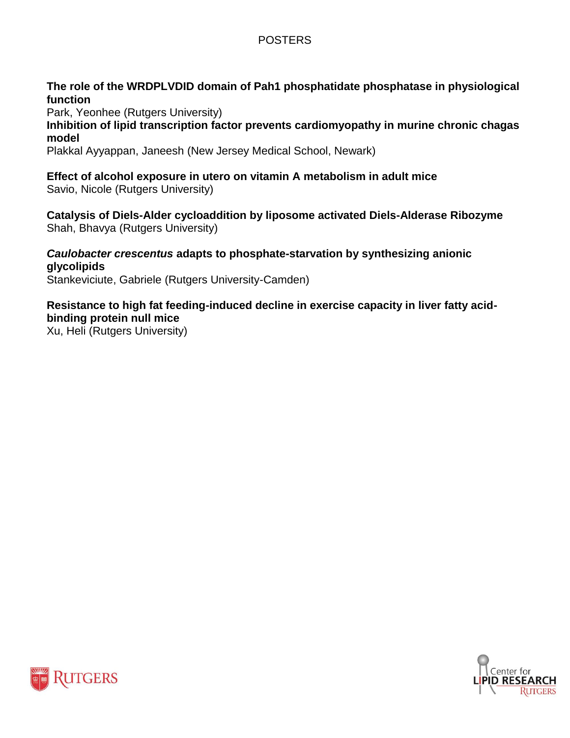## POSTERS

**The role of the WRDPLVDID domain of Pah1 phosphatidate phosphatase in physiological function**
Park, Yeonhee (Rutgers University)

**Inhibition of lipid transcription factor prevents cardiomyopathy in murine chronic chagas model**
Plakkal Ayyappan, Janeesh (New Jersey Medical School, Newark)

**Effect of alcohol exposure in utero on vitamin A metabolism in adult mice**
Savio, Nicole (Rutgers University)

**Catalysis of Diels-Alder cycloaddition by liposome activated Diels-Alderase Ribozyme**
Shah, Bhavya (Rutgers University)

***Caulobacter crescentus* adapts to phosphate-starvation by synthesizing anionic glycolipids**
Stankeviciute, Gabriele (Rutgers University-Camden)

**Resistance to high fat feeding-induced decline in exercise capacity in liver fatty acid-binding protein null mice**
Xu, Heli (Rutgers University)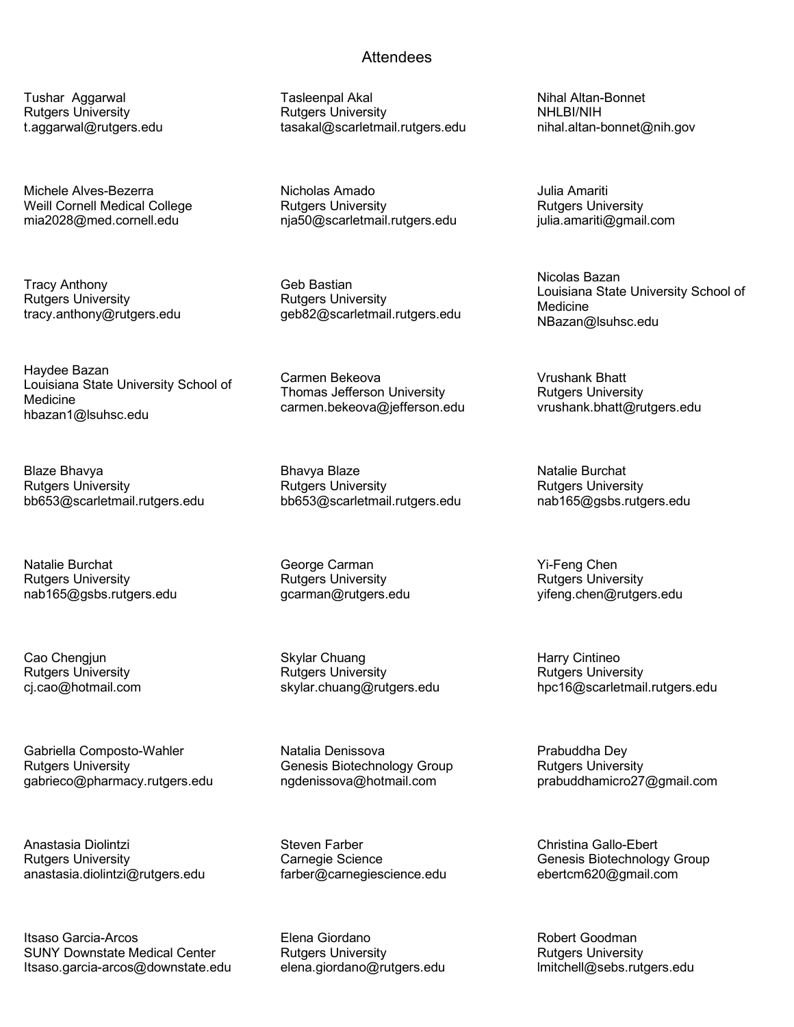# Attendees

Tushar  Aggarwal
Rutgers University
t.aggarwal@rutgers.edu

Tasleenpal Akal
Rutgers University
tasakal@scarletmail.rutgers.edu

Nihal Altan-Bonnet
NHLBI/NIH
nihal.altan-bonnet@nih.gov

Michele Alves-Bezerra
Weill Cornell Medical College
mia2028@med.cornell.edu

Nicholas Amado
Rutgers University
nja50@scarletmail.rutgers.edu

Julia Amariti
Rutgers University
julia.amariti@gmail.com

Tracy Anthony
Rutgers University
tracy.anthony@rutgers.edu

Geb Bastian
Rutgers University
geb82@scarletmail.rutgers.edu

Nicolas Bazan
Louisiana State University School of Medicine
NBazan@lsuhsc.edu

Haydee Bazan
Louisiana State University School of Medicine
hbazan1@lsuhsc.edu

Carmen Bekeova
Thomas Jefferson University
carmen.bekeova@jefferson.edu

Vrushank Bhatt
Rutgers University
vrushank.bhatt@rutgers.edu

Blaze Bhavya
Rutgers University
bb653@scarletmail.rutgers.edu

Bhavya Blaze
Rutgers University
bb653@scarletmail.rutgers.edu

Natalie Burchat
Rutgers University
nab165@gsbs.rutgers.edu

Natalie Burchat
Rutgers University
nab165@gsbs.rutgers.edu

George Carman
Rutgers University
gcarman@rutgers.edu

Yi-Feng Chen
Rutgers University
yifeng.chen@rutgers.edu

Cao Chengjun
Rutgers University
cj.cao@hotmail.com

Skylar Chuang
Rutgers University
skylar.chuang@rutgers.edu

Harry Cintineo
Rutgers University
hpc16@scarletmail.rutgers.edu

Gabriella Composto-Wahler
Rutgers University
gabrieco@pharmacy.rutgers.edu

Natalia Denissova
Genesis Biotechnology Group
ngdenissova@hotmail.com

Prabuddha Dey
Rutgers University
prabuddhamicro27@gmail.com

Anastasia Diolintzi
Rutgers University
anastasia.diolintzi@rutgers.edu

Steven Farber
Carnegie Science
farber@carnegiescience.edu

Christina Gallo-Ebert
Genesis Biotechnology Group
ebertcm620@gmail.com

Itsaso Garcia-Arcos
SUNY Downstate Medical Center
Itsaso.garcia-arcos@downstate.edu

Elena Giordano
Rutgers University
elena.giordano@rutgers.edu

Robert Goodman
Rutgers University
lmitchell@sebs.rutgers.edu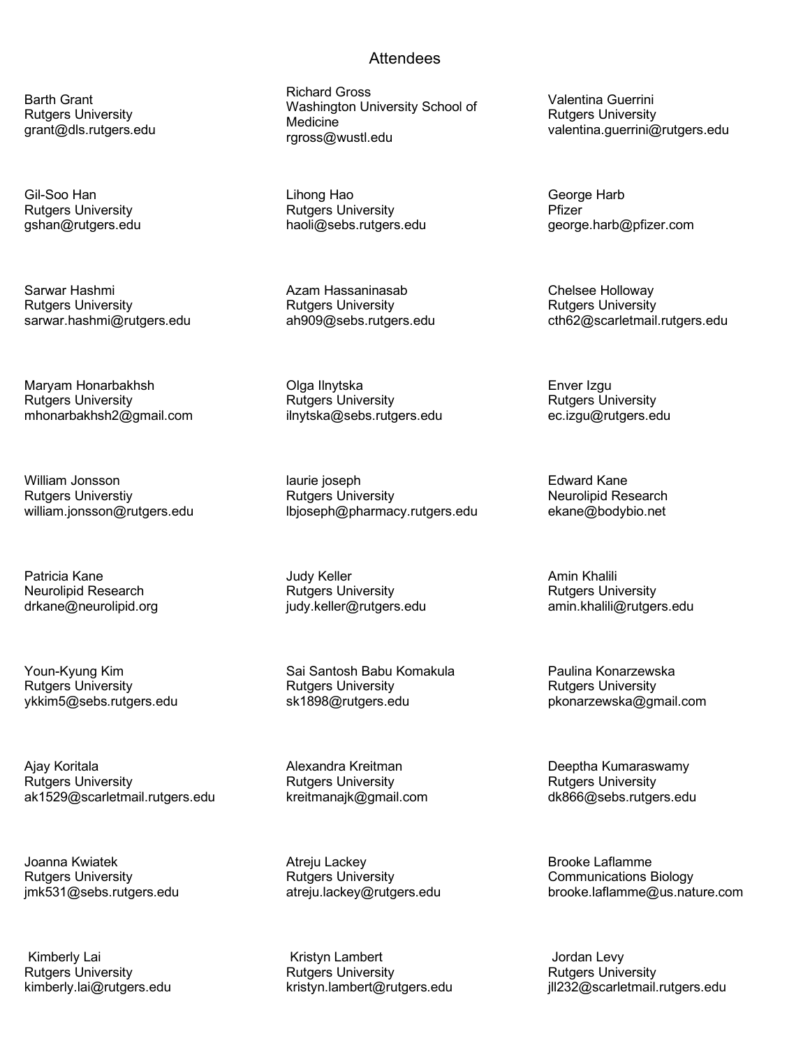# Attendees

Barth Grant
Rutgers University
grant@dls.rutgers.edu

Richard Gross
Washington University School of Medicine
rgross@wustl.edu

Valentina Guerrini
Rutgers University
valentina.guerrini@rutgers.edu

Gil-Soo Han
Rutgers University
gshan@rutgers.edu

Lihong Hao
Rutgers University
haoli@sebs.rutgers.edu

George Harb
Pfizer
george.harb@pfizer.com

Sarwar Hashmi
Rutgers University
sarwar.hashmi@rutgers.edu

Azam Hassaninasab
Rutgers University
ah909@sebs.rutgers.edu

Chelsee Holloway
Rutgers University
cth62@scarletmail.rutgers.edu

Maryam Honarbakhsh
Rutgers University
mhonarbakhsh2@gmail.com

Olga Ilnytska
Rutgers University
ilnytska@sebs.rutgers.edu

Enver Izgu
Rutgers University
ec.izgu@rutgers.edu

William Jonsson
Rutgers Universtiy
william.jonsson@rutgers.edu

laurie joseph
Rutgers University
lbjoseph@pharmacy.rutgers.edu

Edward Kane
Neurolipid Research
ekane@bodybio.net

Patricia Kane
Neurolipid Research
drkane@neurolipid.org

Judy Keller
Rutgers University
judy.keller@rutgers.edu

Amin Khalili
Rutgers University
amin.khalili@rutgers.edu

Youn-Kyung Kim
Rutgers University
ykkim5@sebs.rutgers.edu

Sai Santosh Babu Komakula
Rutgers University
sk1898@rutgers.edu

Paulina Konarzewska
Rutgers University
pkonarzewska@gmail.com

Ajay Koritala
Rutgers University
ak1529@scarletmail.rutgers.edu

Alexandra Kreitman
Rutgers University
kreitmanajk@gmail.com

Deeptha Kumaraswamy
Rutgers University
dk866@sebs.rutgers.edu

Joanna Kwiatek
Rutgers University
jmk531@sebs.rutgers.edu

Atreju Lackey
Rutgers University
atreju.lackey@rutgers.edu

Brooke Laflamme
Communications Biology
brooke.laflamme@us.nature.com

Kimberly Lai
Rutgers University
kimberly.lai@rutgers.edu

Kristyn Lambert
Rutgers University
kristyn.lambert@rutgers.edu

Jordan Levy
Rutgers University
jll232@scarletmail.rutgers.edu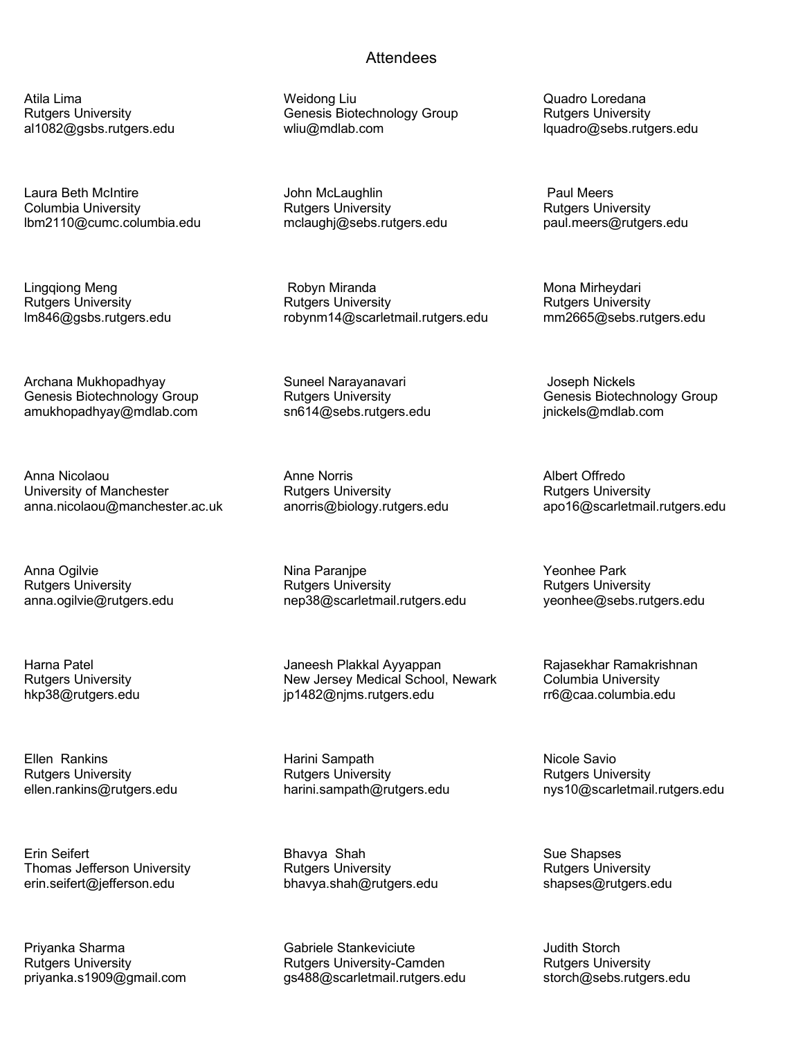## Attendees

Atila Lima
Rutgers University
al1082@gsbs.rutgers.edu

Weidong Liu
Genesis Biotechnology Group
wliu@mdlab.com

Quadro Loredana
Rutgers University
lquadro@sebs.rutgers.edu

Laura Beth McIntire
Columbia University
lbm2110@cumc.columbia.edu

John McLaughlin
Rutgers University
mclaughj@sebs.rutgers.edu

Paul Meers
Rutgers University
paul.meers@rutgers.edu

Lingqiong Meng
Rutgers University
lm846@gsbs.rutgers.edu

Robyn Miranda
Rutgers University
robynm14@scarletmail.rutgers.edu

Mona Mirheydari
Rutgers University
mm2665@sebs.rutgers.edu

Archana Mukhopadhyay
Genesis Biotechnology Group
amukhopadhyay@mdlab.com

Suneel Narayanavari
Rutgers University
sn614@sebs.rutgers.edu

Joseph Nickels
Genesis Biotechnology Group
jnickels@mdlab.com

Anna Nicolaou
University of Manchester
anna.nicolaou@manchester.ac.uk

Anne Norris
Rutgers University
anorris@biology.rutgers.edu

Albert Offredo
Rutgers University
apo16@scarletmail.rutgers.edu

Anna Ogilvie
Rutgers University
anna.ogilvie@rutgers.edu

Nina Paranjpe
Rutgers University
nep38@scarletmail.rutgers.edu

Yeonhee Park
Rutgers University
yeonhee@sebs.rutgers.edu

Harna Patel
Rutgers University
hkp38@rutgers.edu

Janeesh Plakkal Ayyappan
New Jersey Medical School, Newark
jp1482@njms.rutgers.edu

Rajasekhar Ramakrishnan
Columbia University
rr6@caa.columbia.edu

Ellen Rankins
Rutgers University
ellen.rankins@rutgers.edu

Harini Sampath
Rutgers University
harini.sampath@rutgers.edu

Nicole Savio
Rutgers University
nys10@scarletmail.rutgers.edu

Erin Seifert
Thomas Jefferson University
erin.seifert@jefferson.edu

Bhavya Shah
Rutgers University
bhavya.shah@rutgers.edu

Sue Shapses
Rutgers University
shapses@rutgers.edu

Priyanka Sharma
Rutgers University
priyanka.s1909@gmail.com

Gabriele Stankeviciute
Rutgers University-Camden
gs488@scarletmail.rutgers.edu

Judith Storch
Rutgers University
storch@sebs.rutgers.edu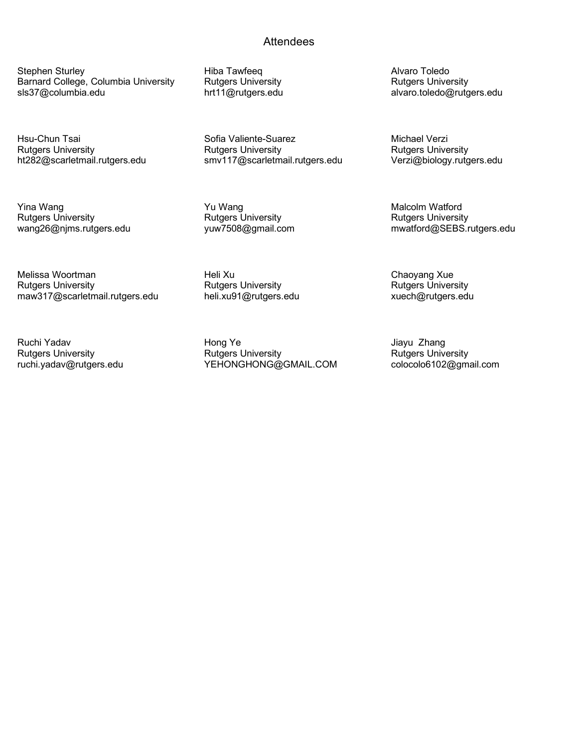# Attendees

Stephen Sturley
Barnard College, Columbia University
sls37@columbia.edu

Hiba Tawfeeq
Rutgers University
hrt11@rutgers.edu

Alvaro Toledo
Rutgers University
alvaro.toledo@rutgers.edu

Hsu-Chun Tsai
Rutgers University
ht282@scarletmail.rutgers.edu

Sofia Valiente-Suarez
Rutgers University
smv117@scarletmail.rutgers.edu

Michael Verzi
Rutgers University
Verzi@biology.rutgers.edu

Yina Wang
Rutgers University
wang26@njms.rutgers.edu

Yu Wang
Rutgers University
yuw7508@gmail.com

Malcolm Watford
Rutgers University
mwatford@SEBS.rutgers.edu

Melissa Woortman
Rutgers University
maw317@scarletmail.rutgers.edu

Heli Xu
Rutgers University
heli.xu91@rutgers.edu

Chaoyang Xue
Rutgers University
xuech@rutgers.edu

Ruchi Yadav
Rutgers University
ruchi.yadav@rutgers.edu

Hong Ye
Rutgers University
YEHONGHONG@GMAIL.COM

Jiayu Zhang
Rutgers University
colocolo6102@gmail.com